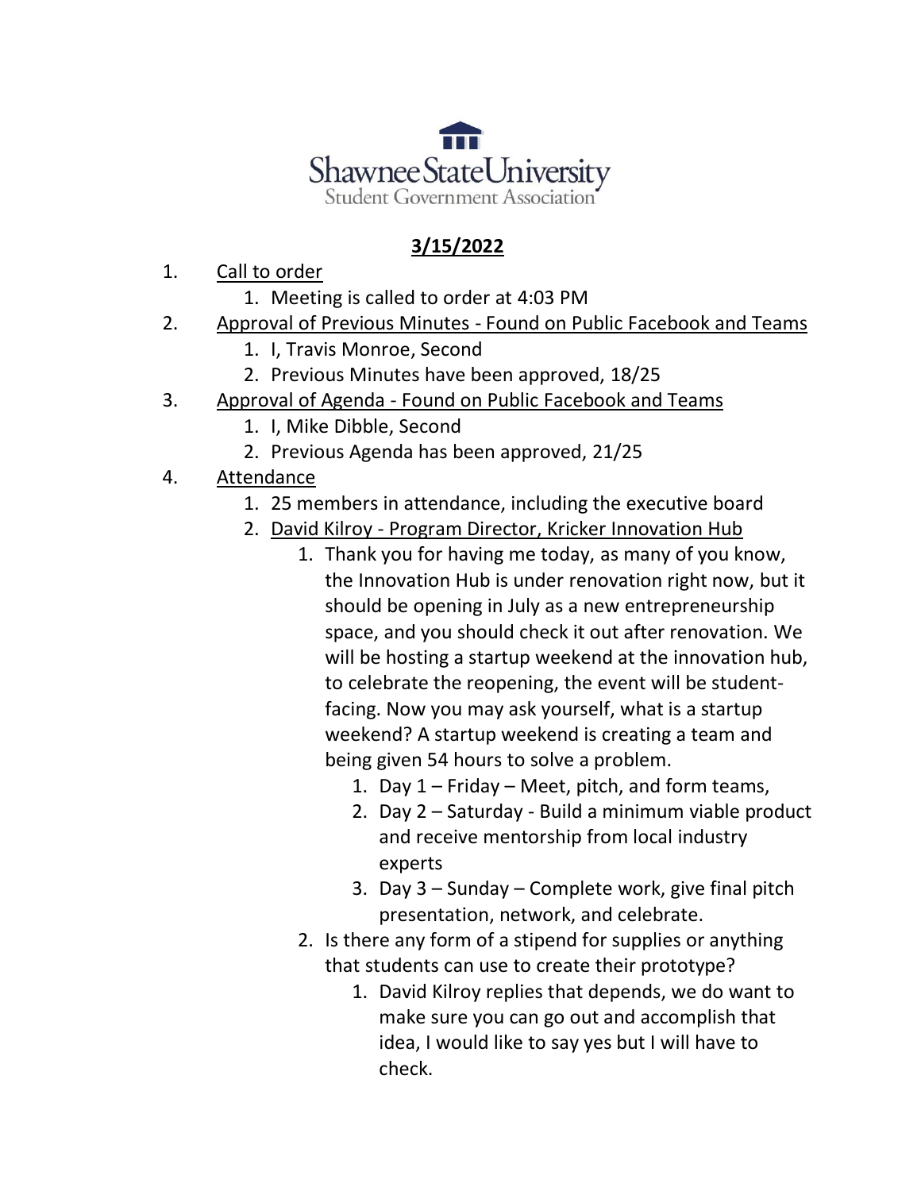Shawnee State University
Student Government Association

**3/15/2022**

1. Call to order
    1. Meeting is called to order at 4:03 PM
2. Approval of Previous Minutes - Found on Public Facebook and Teams
    1. I, Travis Monroe, Second
    2. Previous Minutes have been approved, 18/25
3. Approval of Agenda - Found on Public Facebook and Teams
    1. I, Mike Dibble, Second
    2. Previous Agenda has been approved, 21/25
4. Attendance
    1. 25 members in attendance, including the executive board
    2. David Kilroy - Program Director, Kricker Innovation Hub
        1. Thank you for having me today, as many of you know, the Innovation Hub is under renovation right now, but it should be opening in July as a new entrepreneurship space, and you should check it out after renovation. We will be hosting a startup weekend at the innovation hub, to celebrate the reopening, the event will be student-facing. Now you may ask yourself, what is a startup weekend? A startup weekend is creating a team and being given 54 hours to solve a problem.
            1. Day 1 – Friday – Meet, pitch, and form teams,
            2. Day 2 – Saturday - Build a minimum viable product and receive mentorship from local industry experts
            3. Day 3 – Sunday – Complete work, give final pitch presentation, network, and celebrate.
        2. Is there any form of a stipend for supplies or anything that students can use to create their prototype?
            1. David Kilroy replies that depends, we do want to make sure you can go out and accomplish that idea, I would like to say yes but I will have to check.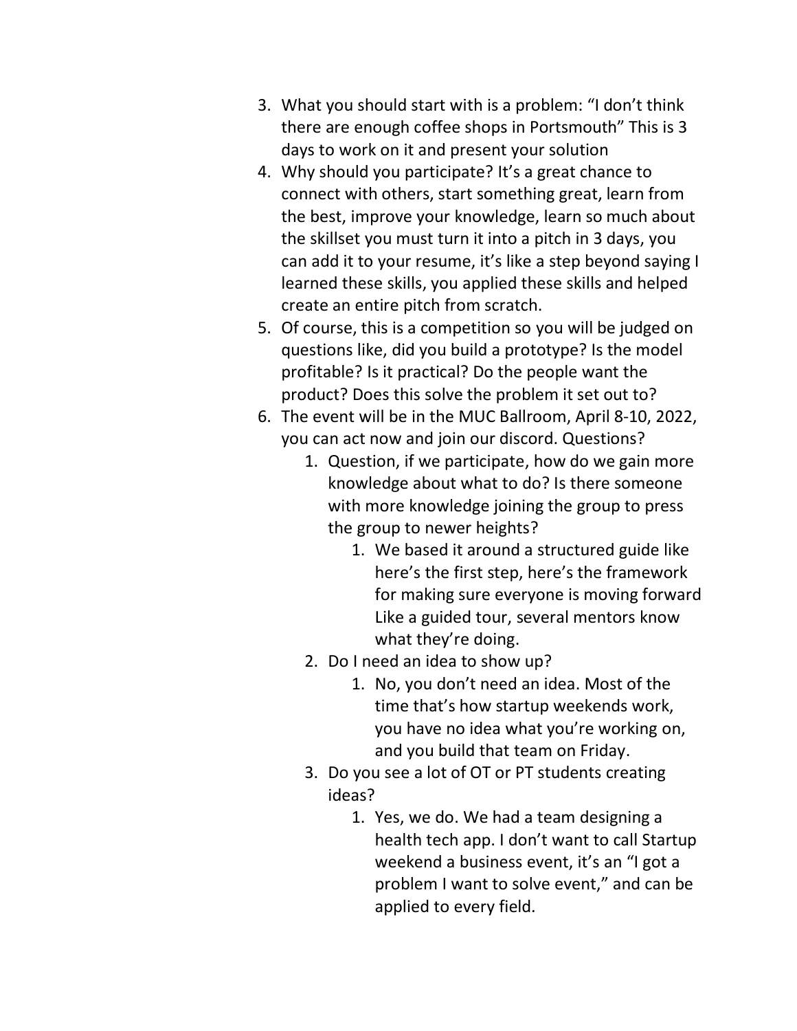3. What you should start with is a problem: “I don’t think there are enough coffee shops in Portsmouth” This is 3 days to work on it and present your solution
4. Why should you participate? It’s a great chance to connect with others, start something great, learn from the best, improve your knowledge, learn so much about the skillset you must turn it into a pitch in 3 days, you can add it to your resume, it’s like a step beyond saying I learned these skills, you applied these skills and helped create an entire pitch from scratch.
5. Of course, this is a competition so you will be judged on questions like, did you build a prototype? Is the model profitable? Is it practical? Do the people want the product? Does this solve the problem it set out to?
6. The event will be in the MUC Ballroom, April 8-10, 2022, you can act now and join our discord. Questions?
    1. Question, if we participate, how do we gain more knowledge about what to do? Is there someone with more knowledge joining the group to press the group to newer heights?
        1. We based it around a structured guide like here’s the first step, here’s the framework for making sure everyone is moving forward Like a guided tour, several mentors know what they’re doing.
    2. Do I need an idea to show up?
        1. No, you don’t need an idea. Most of the time that’s how startup weekends work, you have no idea what you’re working on, and you build that team on Friday.
    3. Do you see a lot of OT or PT students creating ideas?
        1. Yes, we do. We had a team designing a health tech app. I don’t want to call Startup weekend a business event, it’s an “I got a problem I want to solve event,” and can be applied to every field.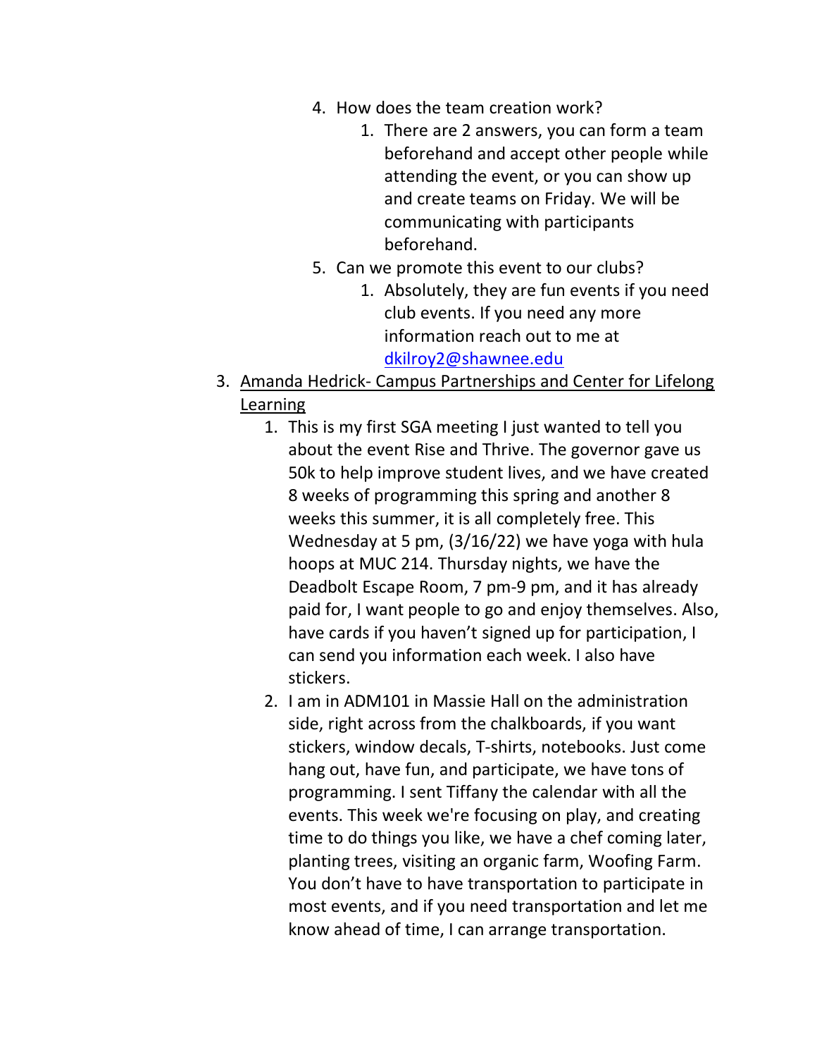4. How does the team creation work?
    1. There are 2 answers, you can form a team beforehand and accept other people while attending the event, or you can show up and create teams on Friday. We will be communicating with participants beforehand.
5. Can we promote this event to our clubs?
    1. Absolutely, they are fun events if you need club events. If you need any more information reach out to me at [dkilroy2@shawnee.edu](mailto:dkilroy2@shawnee.edu)

3. <u>Amanda Hedrick- Campus Partnerships and Center for Lifelong Learning</u>
    1. This is my first SGA meeting I just wanted to tell you about the event Rise and Thrive. The governor gave us 50k to help improve student lives, and we have created 8 weeks of programming this spring and another 8 weeks this summer, it is all completely free. This Wednesday at 5 pm, (3/16/22) we have yoga with hula hoops at MUC 214. Thursday nights, we have the Deadbolt Escape Room, 7 pm-9 pm, and it has already paid for, I want people to go and enjoy themselves. Also, have cards if you haven't signed up for participation, I can send you information each week. I also have stickers.
    2. I am in ADM101 in Massie Hall on the administration side, right across from the chalkboards, if you want stickers, window decals, T-shirts, notebooks. Just come hang out, have fun, and participate, we have tons of programming. I sent Tiffany the calendar with all the events. This week we're focusing on play, and creating time to do things you like, we have a chef coming later, planting trees, visiting an organic farm, Woofing Farm. You don't have to have transportation to participate in most events, and if you need transportation and let me know ahead of time, I can arrange transportation.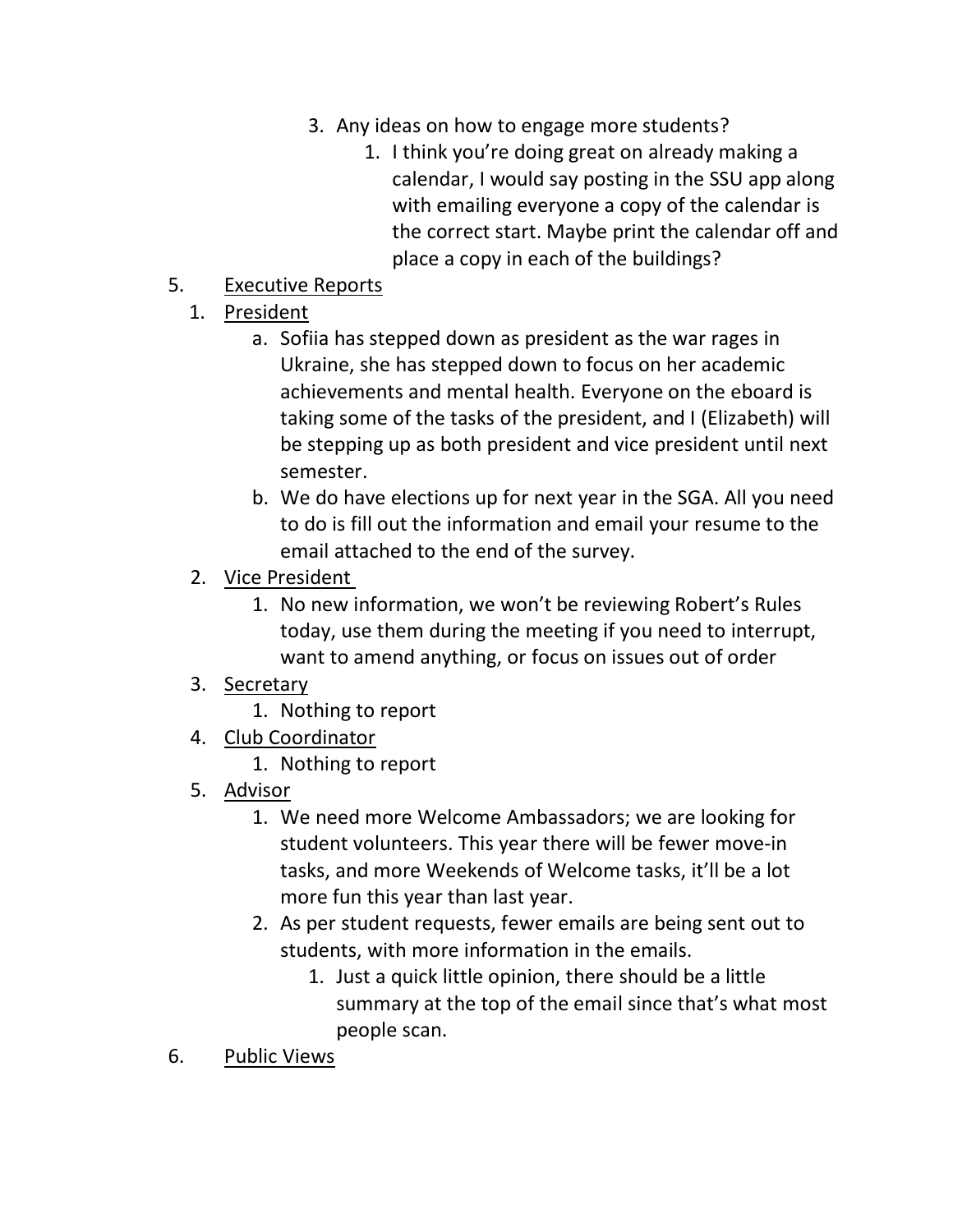3. Any ideas on how to engage more students?
    1. I think you're doing great on already making a calendar, I would say posting in the SSU app along with emailing everyone a copy of the calendar is the correct start. Maybe print the calendar off and place a copy in each of the buildings?

5. <u>Executive Reports</u>
    1. <u>President</u>
        a. Sofiia has stepped down as president as the war rages in Ukraine, she has stepped down to focus on her academic achievements and mental health. Everyone on the eboard is taking some of the tasks of the president, and I (Elizabeth) will be stepping up as both president and vice president until next semester.
        b. We do have elections up for next year in the SGA. All you need to do is fill out the information and email your resume to the email attached to the end of the survey.
    2. <u>Vice President</u>
        1. No new information, we won't be reviewing Robert's Rules today, use them during the meeting if you need to interrupt, want to amend anything, or focus on issues out of order
    3. <u>Secretary</u>
        1. Nothing to report
    4. <u>Club Coordinator</u>
        1. Nothing to report
    5. <u>Advisor</u>
        1. We need more Welcome Ambassadors; we are looking for student volunteers. This year there will be fewer move-in tasks, and more Weekends of Welcome tasks, it'll be a lot more fun this year than last year.
        2. As per student requests, fewer emails are being sent out to students, with more information in the emails.
            1. Just a quick little opinion, there should be a little summary at the top of the email since that's what most people scan.

6. <u>Public Views</u>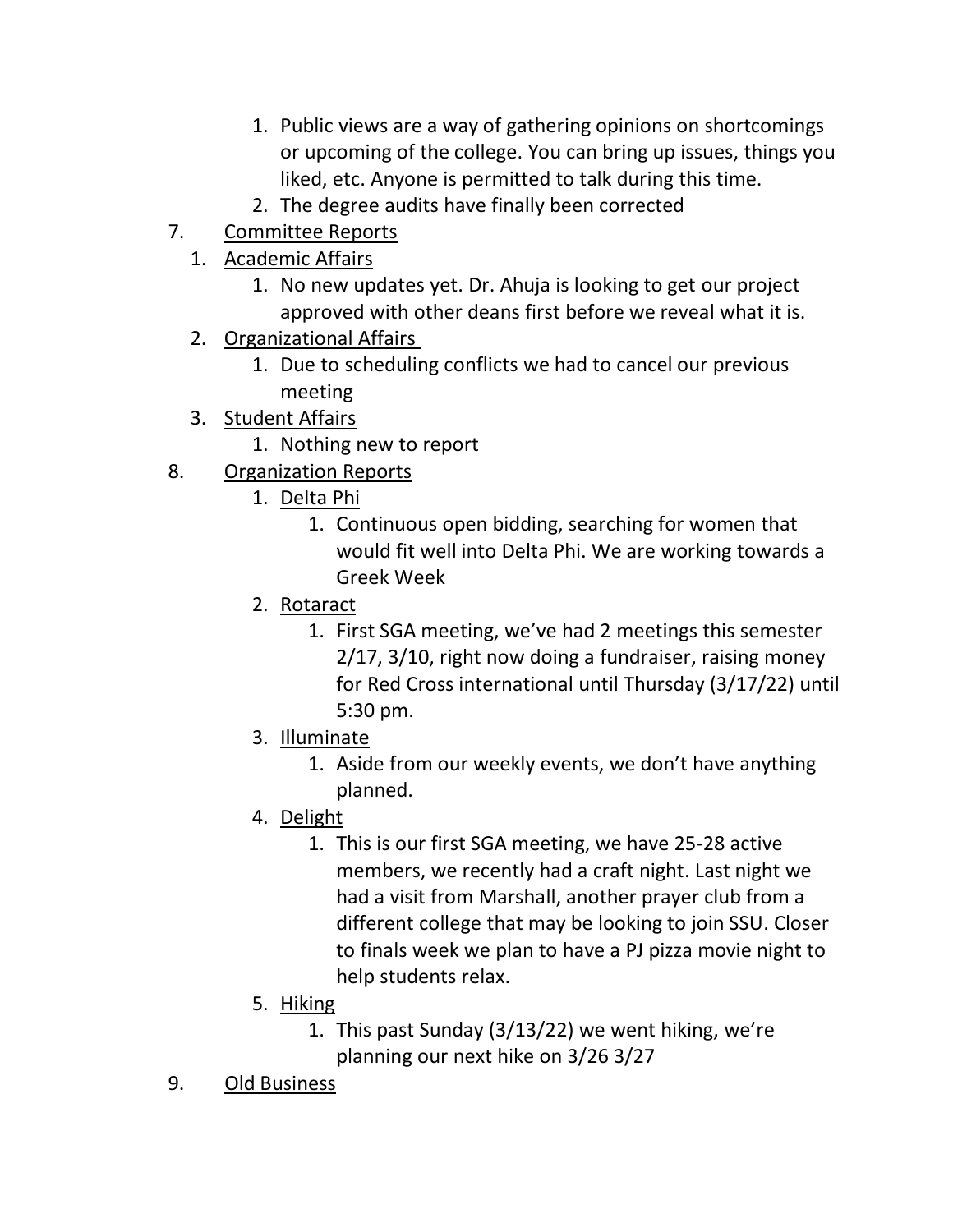1. Public views are a way of gathering opinions on shortcomings or upcoming of the college. You can bring up issues, things you liked, etc. Anyone is permitted to talk during this time.
   2. The degree audits have finally been corrected

7. <u>Committee Reports</u>
   1. <u>Academic Affairs</u>
      1. No new updates yet. Dr. Ahuja is looking to get our project approved with other deans first before we reveal what it is.
   2. <u>Organizational Affairs</u>
      1. Due to scheduling conflicts we had to cancel our previous meeting
   3. <u>Student Affairs</u>
      1. Nothing new to report

8. <u>Organization Reports</u>
   1. <u>Delta Phi</u>
      1. Continuous open bidding, searching for women that would fit well into Delta Phi. We are working towards a Greek Week
   2. <u>Rotaract</u>
      1. First SGA meeting, we've had 2 meetings this semester 2/17, 3/10, right now doing a fundraiser, raising money for Red Cross international until Thursday (3/17/22) until 5:30 pm.
   3. <u>Illuminate</u>
      1. Aside from our weekly events, we don't have anything planned.
   4. <u>Delight</u>
      1. This is our first SGA meeting, we have 25-28 active members, we recently had a craft night. Last night we had a visit from Marshall, another prayer club from a different college that may be looking to join SSU. Closer to finals week we plan to have a PJ pizza movie night to help students relax.
   5. <u>Hiking</u>
      1. This past Sunday (3/13/22) we went hiking, we're planning our next hike on 3/26 3/27

9. <u>Old Business</u>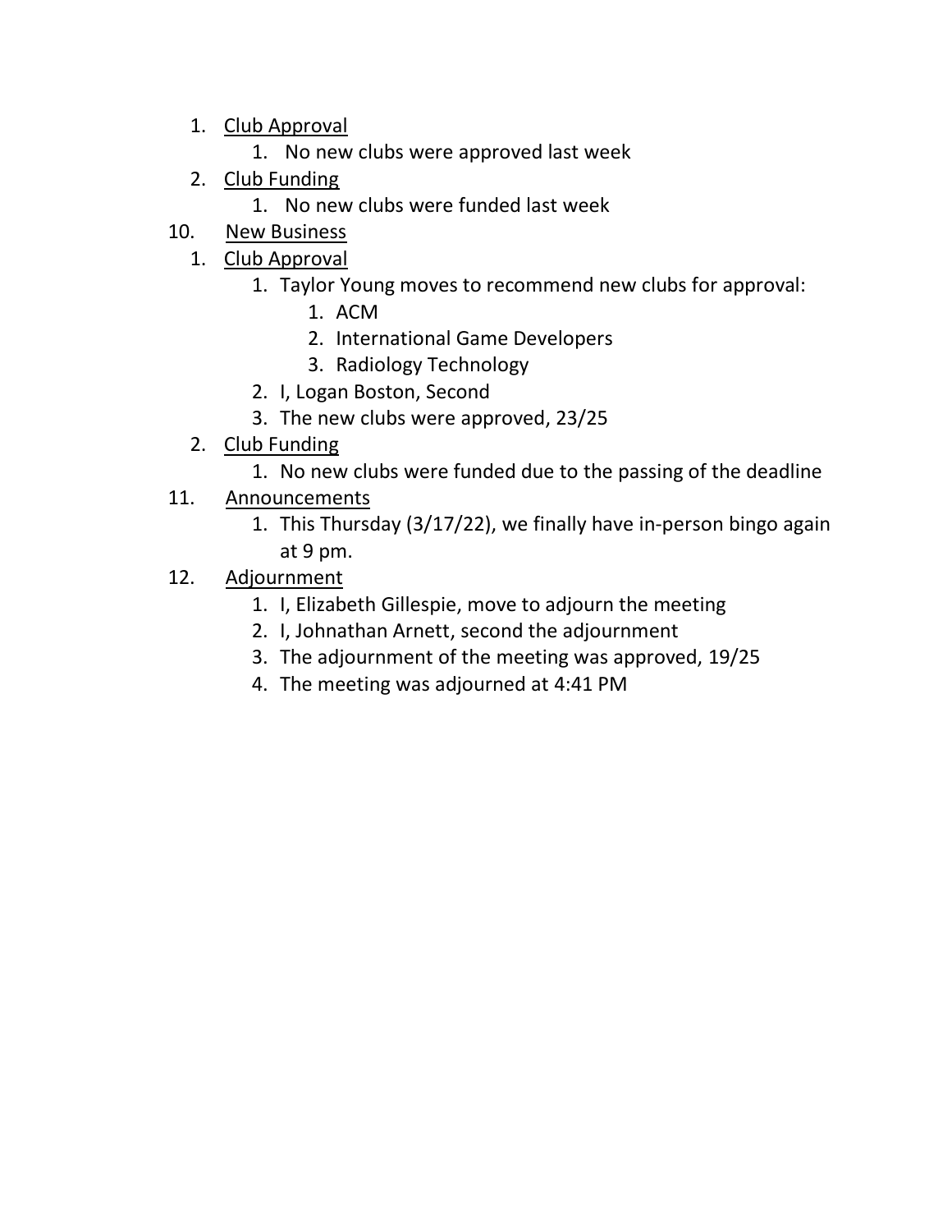1. <u>Club Approval</u>
    1. No new clubs were approved last week
2. <u>Club Funding</u>
    1. No new clubs were funded last week

10. <u>New Business</u>
    1. <u>Club Approval</u>
        1. Taylor Young moves to recommend new clubs for approval:
            1. ACM
            2. International Game Developers
            3. Radiology Technology
        2. I, Logan Boston, Second
        3. The new clubs were approved, 23/25
    2. <u>Club Funding</u>
        1. No new clubs were funded due to the passing of the deadline

11. <u>Announcements</u>
    1. This Thursday (3/17/22), we finally have in-person bingo again at 9 pm.

12. <u>Adjournment</u>
    1. I, Elizabeth Gillespie, move to adjourn the meeting
    2. I, Johnathan Arnett, second the adjournment
    3. The adjournment of the meeting was approved, 19/25
    4. The meeting was adjourned at 4:41 PM